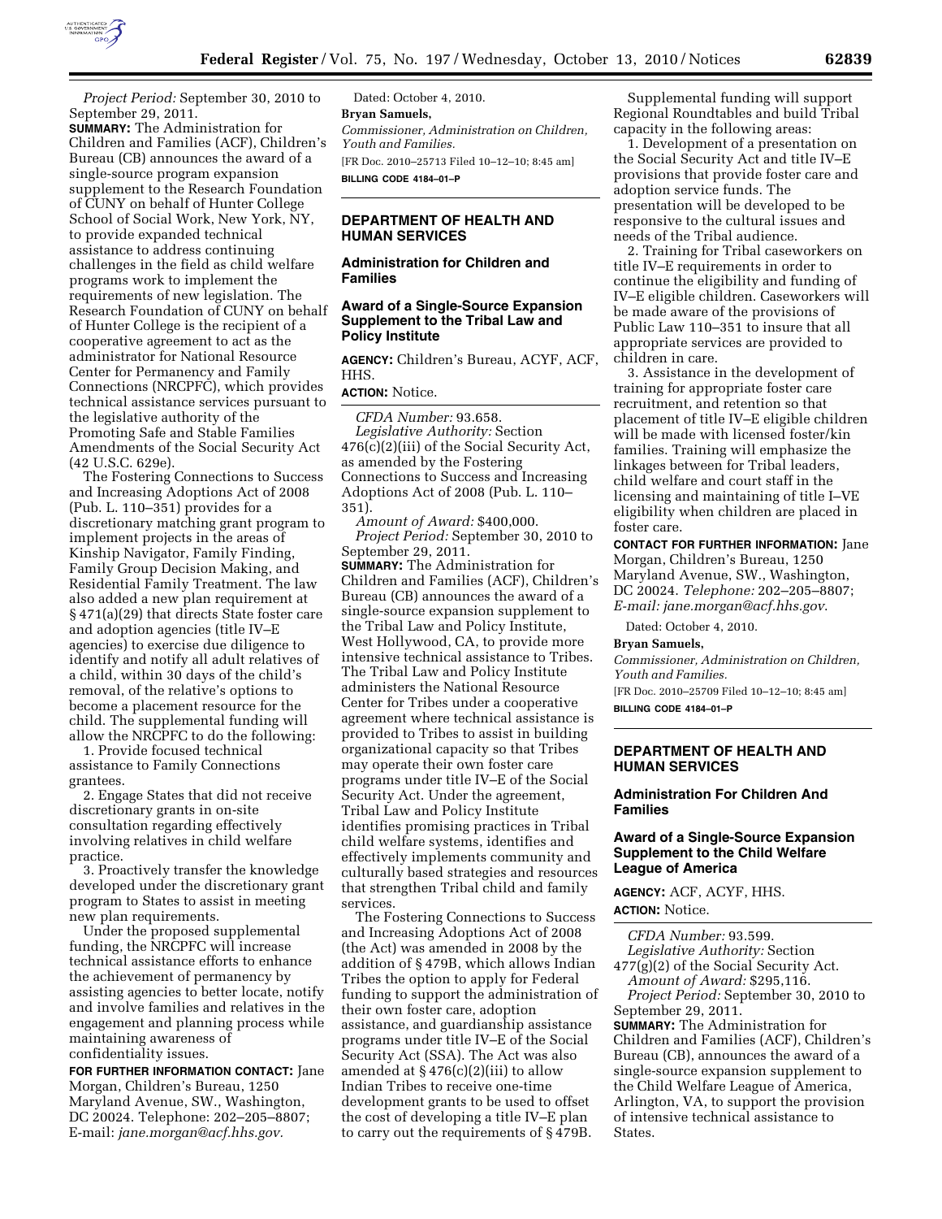*Project Period:* September 30, 2010 to September 29, 2011.

**SUMMARY:** The Administration for Children and Families (ACF), Children's Bureau (CB) announces the award of a single-source program expansion supplement to the Research Foundation of CUNY on behalf of Hunter College School of Social Work, New York, NY, to provide expanded technical assistance to address continuing challenges in the field as child welfare programs work to implement the requirements of new legislation. The Research Foundation of CUNY on behalf of Hunter College is the recipient of a cooperative agreement to act as the administrator for National Resource Center for Permanency and Family Connections (NRCPFC), which provides technical assistance services pursuant to the legislative authority of the Promoting Safe and Stable Families Amendments of the Social Security Act (42 U.S.C. 629e).

The Fostering Connections to Success and Increasing Adoptions Act of 2008 (Pub. L. 110–351) provides for a discretionary matching grant program to implement projects in the areas of Kinship Navigator, Family Finding, Family Group Decision Making, and Residential Family Treatment. The law also added a new plan requirement at § 471(a)(29) that directs State foster care and adoption agencies (title IV–E agencies) to exercise due diligence to identify and notify all adult relatives of a child, within 30 days of the child's removal, of the relative's options to become a placement resource for the child. The supplemental funding will allow the NRCPFC to do the following:

1. Provide focused technical assistance to Family Connections grantees.
2. Engage States that did not receive discretionary grants in on-site consultation regarding effectively involving relatives in child welfare practice.
3. Proactively transfer the knowledge developed under the discretionary grant program to States to assist in meeting new plan requirements.

Under the proposed supplemental funding, the NRCPFC will increase technical assistance efforts to enhance the achievement of permanency by assisting agencies to better locate, notify and involve families and relatives in the engagement and planning process while maintaining awareness of confidentiality issues.

**FOR FURTHER INFORMATION CONTACT:** Jane Morgan, Children's Bureau, 1250 Maryland Avenue, SW., Washington, DC 20024. Telephone: 202–205–8807; E-mail: *jane.morgan@acf.hhs.gov.*

Dated: October 4, 2010.

**Bryan Samuels,**

*Commissioner, Administration on Children, Youth and Families.*

[FR Doc. 2010–25713 Filed 10–12–10; 8:45 am]

**BILLING CODE 4184–01–P**

---

## DEPARTMENT OF HEALTH AND HUMAN SERVICES

### Administration for Children and Families

### Award of a Single-Source Expansion Supplement to the Tribal Law and Policy Institute

**AGENCY:** Children's Bureau, ACYF, ACF, HHS.

**ACTION:** Notice.

*CFDA Number:* 93.658.

*Legislative Authority:* Section 476(c)(2)(iii) of the Social Security Act, as amended by the Fostering Connections to Success and Increasing Adoptions Act of 2008 (Pub. L. 110–351).

*Amount of Award:* $400,000.

*Project Period:* September 30, 2010 to September 29, 2011.

**SUMMARY:** The Administration for Children and Families (ACF), Children's Bureau (CB) announces the award of a single-source expansion supplement to the Tribal Law and Policy Institute, West Hollywood, CA, to provide more intensive technical assistance to Tribes. The Tribal Law and Policy Institute administers the National Resource Center for Tribes under a cooperative agreement where technical assistance is provided to Tribes to assist in building organizational capacity so that Tribes may operate their own foster care programs under title IV–E of the Social Security Act. Under the agreement, Tribal Law and Policy Institute identifies promising practices in Tribal child welfare systems, identifies and effectively implements community and culturally based strategies and resources that strengthen Tribal child and family services.

The Fostering Connections to Success and Increasing Adoptions Act of 2008 (the Act) was amended in 2008 by the addition of § 479B, which allows Indian Tribes the option to apply for Federal funding to support the administration of their own foster care, adoption assistance, and guardianship assistance programs under title IV–E of the Social Security Act (SSA). The Act was also amended at § 476(c)(2)(iii) to allow Indian Tribes to receive one-time development grants to be used to offset the cost of developing a title IV–E plan to carry out the requirements of § 479B.

Supplemental funding will support Regional Roundtables and build Tribal capacity in the following areas:

1. Development of a presentation on the Social Security Act and title IV–E provisions that provide foster care and adoption service funds. The presentation will be developed to be responsive to the cultural issues and needs of the Tribal audience.
2. Training for Tribal caseworkers on title IV–E requirements in order to continue the eligibility and funding of IV–E eligible children. Caseworkers will be made aware of the provisions of Public Law 110–351 to insure that all appropriate services are provided to children in care.
3. Assistance in the development of training for appropriate foster care recruitment, and retention so that placement of title IV–E eligible children will be made with licensed foster/kin families. Training will emphasize the linkages between for Tribal leaders, child welfare and court staff in the licensing and maintaining of title I–VE eligibility when children are placed in foster care.

**CONTACT FOR FURTHER INFORMATION:** Jane Morgan, Children's Bureau, 1250 Maryland Avenue, SW., Washington, DC 20024. *Telephone:* 202–205–8807; *E-mail: jane.morgan@acf.hhs.gov*.

Dated: October 4, 2010.

**Bryan Samuels,**

*Commissioner, Administration on Children, Youth and Families.*

[FR Doc. 2010–25709 Filed 10–12–10; 8:45 am]

**BILLING CODE 4184–01–P**

---

## DEPARTMENT OF HEALTH AND HUMAN SERVICES

### Administration For Children And Families

### Award of a Single-Source Expansion Supplement to the Child Welfare League of America

**AGENCY:** ACF, ACYF, HHS.

**ACTION:** Notice.

*CFDA Number:* 93.599.

*Legislative Authority:* Section 477(g)(2) of the Social Security Act.

*Amount of Award:* $295,116.

*Project Period:* September 30, 2010 to September 29, 2011.

**SUMMARY:** The Administration for Children and Families (ACF), Children's Bureau (CB), announces the award of a single-source expansion supplement to the Child Welfare League of America, Arlington, VA, to support the provision of intensive technical assistance to States.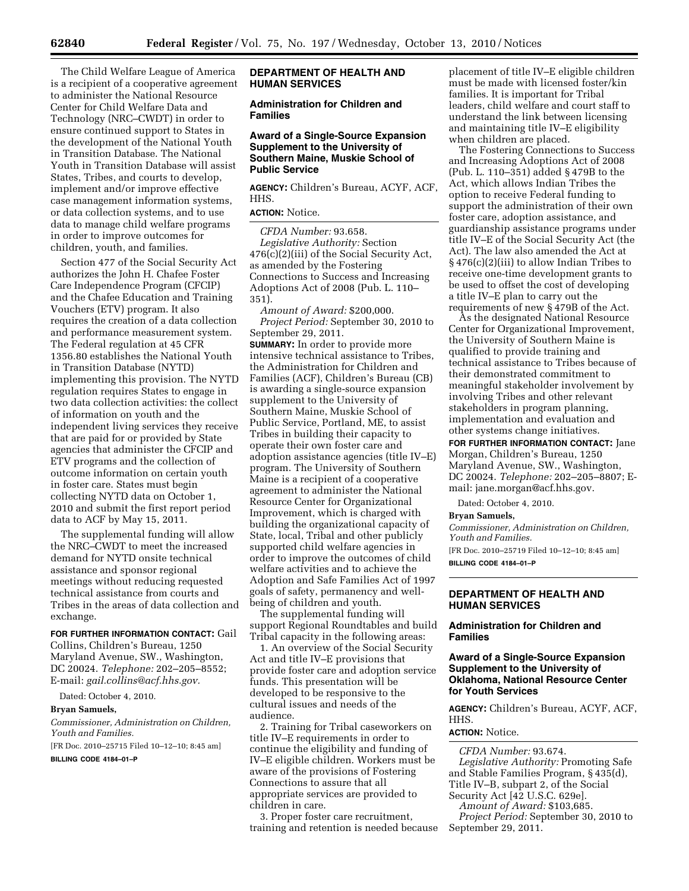The Child Welfare League of America is a recipient of a cooperative agreement to administer the National Resource Center for Child Welfare Data and Technology (NRC–CWDT) in order to ensure continued support to States in the development of the National Youth in Transition Database. The National Youth in Transition Database will assist States, Tribes, and courts to develop, implement and/or improve effective case management information systems, or data collection systems, and to use data to manage child welfare programs in order to improve outcomes for children, youth, and families.

Section 477 of the Social Security Act authorizes the John H. Chafee Foster Care Independence Program (CFCIP) and the Chafee Education and Training Vouchers (ETV) program. It also requires the creation of a data collection and performance measurement system. The Federal regulation at 45 CFR 1356.80 establishes the National Youth in Transition Database (NYTD) implementing this provision. The NYTD regulation requires States to engage in two data collection activities: the collect of information on youth and the independent living services they receive that are paid for or provided by State agencies that administer the CFCIP and ETV programs and the collection of outcome information on certain youth in foster care. States must begin collecting NYTD data on October 1, 2010 and submit the first report period data to ACF by May 15, 2011.

The supplemental funding will allow the NRC–CWDT to meet the increased demand for NYTD onsite technical assistance and sponsor regional meetings without reducing requested technical assistance from courts and Tribes in the areas of data collection and exchange.

**FOR FURTHER INFORMATION CONTACT:** Gail Collins, Children's Bureau, 1250 Maryland Avenue, SW., Washington, DC 20024. *Telephone:* 202–205–8552; E-mail: *gail.collins@acf.hhs.gov.*

Dated: October 4, 2010.

**Bryan Samuels,**

*Commissioner, Administration on Children, Youth and Families.*

[FR Doc. 2010–25715 Filed 10–12–10; 8:45 am]

**BILLING CODE 4184–01–P**

## DEPARTMENT OF HEALTH AND HUMAN SERVICES

### Administration for Children and Families

### Award of a Single-Source Expansion Supplement to the University of Southern Maine, Muskie School of Public Service

**AGENCY:** Children's Bureau, ACYF, ACF, HHS.

**ACTION:** Notice.

*CFDA Number:* 93.658.

*Legislative Authority:* Section 476(c)(2)(iii) of the Social Security Act, as amended by the Fostering Connections to Success and Increasing Adoptions Act of 2008 (Pub. L. 110–351).

*Amount of Award:* $200,000.

*Project Period:* September 30, 2010 to September 29, 2011.

**SUMMARY:** In order to provide more intensive technical assistance to Tribes, the Administration for Children and Families (ACF), Children's Bureau (CB) is awarding a single-source expansion supplement to the University of Southern Maine, Muskie School of Public Service, Portland, ME, to assist Tribes in building their capacity to operate their own foster care and adoption assistance agencies (title IV–E) program. The University of Southern Maine is a recipient of a cooperative agreement to administer the National Resource Center for Organizational Improvement, which is charged with building the organizational capacity of State, local, Tribal and other publicly supported child welfare agencies in order to improve the outcomes of child welfare activities and to achieve the Adoption and Safe Families Act of 1997 goals of safety, permanency and well-being of children and youth.

The supplemental funding will support Regional Roundtables and build Tribal capacity in the following areas:

1. An overview of the Social Security Act and title IV–E provisions that provide foster care and adoption service funds. This presentation will be developed to be responsive to the cultural issues and needs of the audience.

2. Training for Tribal caseworkers on title IV–E requirements in order to continue the eligibility and funding of IV–E eligible children. Workers must be aware of the provisions of Fostering Connections to assure that all appropriate services are provided to children in care.

3. Proper foster care recruitment, training and retention is needed because placement of title IV–E eligible children must be made with licensed foster/kin families. It is important for Tribal leaders, child welfare and court staff to understand the link between licensing and maintaining title IV–E eligibility when children are placed.

The Fostering Connections to Success and Increasing Adoptions Act of 2008 (Pub. L. 110–351) added § 479B to the Act, which allows Indian Tribes the option to receive Federal funding to support the administration of their own foster care, adoption assistance, and guardianship assistance programs under title IV–E of the Social Security Act (the Act). The law also amended the Act at § 476(c)(2)(iii) to allow Indian Tribes to receive one-time development grants to be used to offset the cost of developing a title IV–E plan to carry out the requirements of new § 479B of the Act.

As the designated National Resource Center for Organizational Improvement, the University of Southern Maine is qualified to provide training and technical assistance to Tribes because of their demonstrated commitment to meaningful stakeholder involvement by involving Tribes and other relevant stakeholders in program planning, implementation and evaluation and other systems change initiatives.

**FOR FURTHER INFORMATION CONTACT:** Jane Morgan, Children's Bureau, 1250 Maryland Avenue, SW., Washington, DC 20024. *Telephone:* 202–205–8807; E-mail: jane.morgan@acf.hhs.gov.

Dated: October 4, 2010.

**Bryan Samuels,**

*Commissioner, Administration on Children, Youth and Families.*

[FR Doc. 2010–25719 Filed 10–12–10; 8:45 am]

**BILLING CODE 4184–01–P**

## DEPARTMENT OF HEALTH AND HUMAN SERVICES

### Administration for Children and Families

### Award of a Single-Source Expansion Supplement to the University of Oklahoma, National Resource Center for Youth Services

**AGENCY:** Children's Bureau, ACYF, ACF, HHS.

**ACTION:** Notice.

*CFDA Number:* 93.674.

*Legislative Authority:* Promoting Safe and Stable Families Program, § 435(d), Title IV–B, subpart 2, of the Social Security Act [42 U.S.C. 629e].

*Amount of Award:* $103,685.

*Project Period:* September 30, 2010 to September 29, 2011.